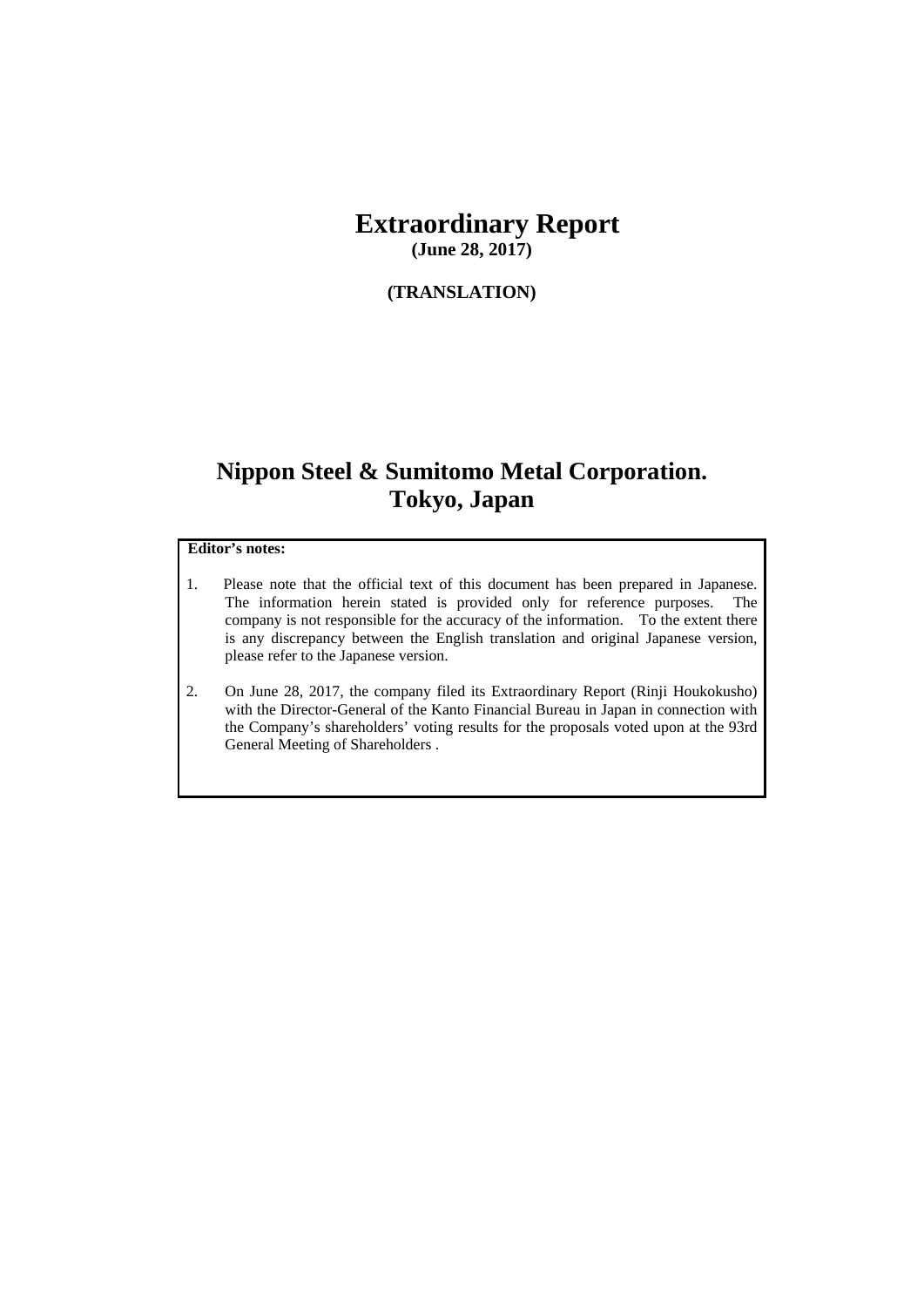# Extraordinary Report

**(June 28, 2017)**

**(TRANSLATION)**

# Nippon Steel & Sumitomo Metal Corporation.
# Tokyo, Japan

**Editor's notes:**

1. Please note that the official text of this document has been prepared in Japanese. The information herein stated is provided only for reference purposes. The company is not responsible for the accuracy of the information. To the extent there is any discrepancy between the English translation and original Japanese version, please refer to the Japanese version.

2. On June 28, 2017, the company filed its Extraordinary Report (Rinji Houkokusho) with the Director-General of the Kanto Financial Bureau in Japan in connection with the Company's shareholders' voting results for the proposals voted upon at the 93rd General Meeting of Shareholders .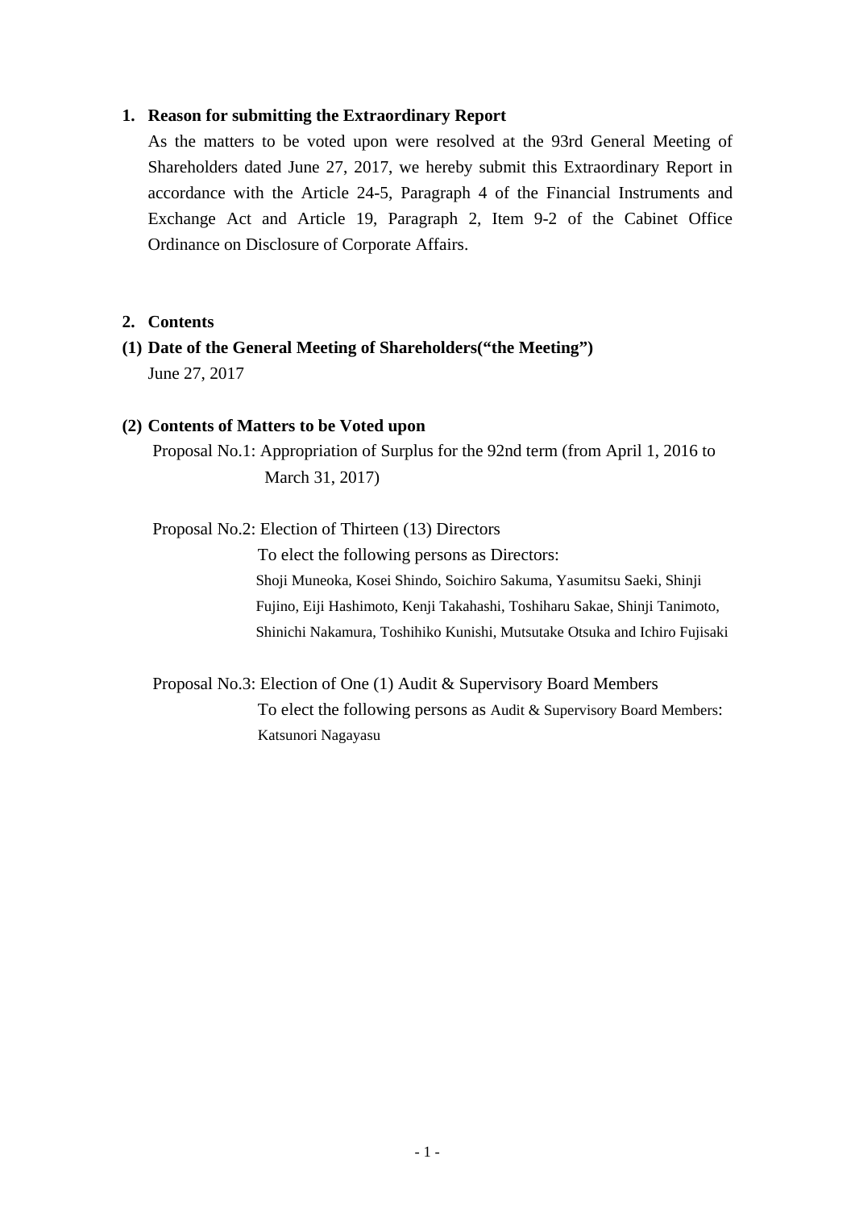**1. Reason for submitting the Extraordinary Report**

As the matters to be voted upon were resolved at the 93rd General Meeting of Shareholders dated June 27, 2017, we hereby submit this Extraordinary Report in accordance with the Article 24-5, Paragraph 4 of the Financial Instruments and Exchange Act and Article 19, Paragraph 2, Item 9-2 of the Cabinet Office Ordinance on Disclosure of Corporate Affairs.

**2. Contents**

**(1) Date of the General Meeting of Shareholders("the Meeting")**

June 27, 2017

**(2) Contents of Matters to be Voted upon**

Proposal No.1: Appropriation of Surplus for the 92nd term (from April 1, 2016 to March 31, 2017)

Proposal No.2: Election of Thirteen (13) Directors

To elect the following persons as Directors:

Shoji Muneoka, Kosei Shindo, Soichiro Sakuma, Yasumitsu Saeki, Shinji Fujino, Eiji Hashimoto, Kenji Takahashi, Toshiharu Sakae, Shinji Tanimoto, Shinichi Nakamura, Toshihiko Kunishi, Mutsutake Otsuka and Ichiro Fujisaki

Proposal No.3: Election of One (1) Audit & Supervisory Board Members

To elect the following persons as Audit & Supervisory Board Members:

Katsunori Nagayasu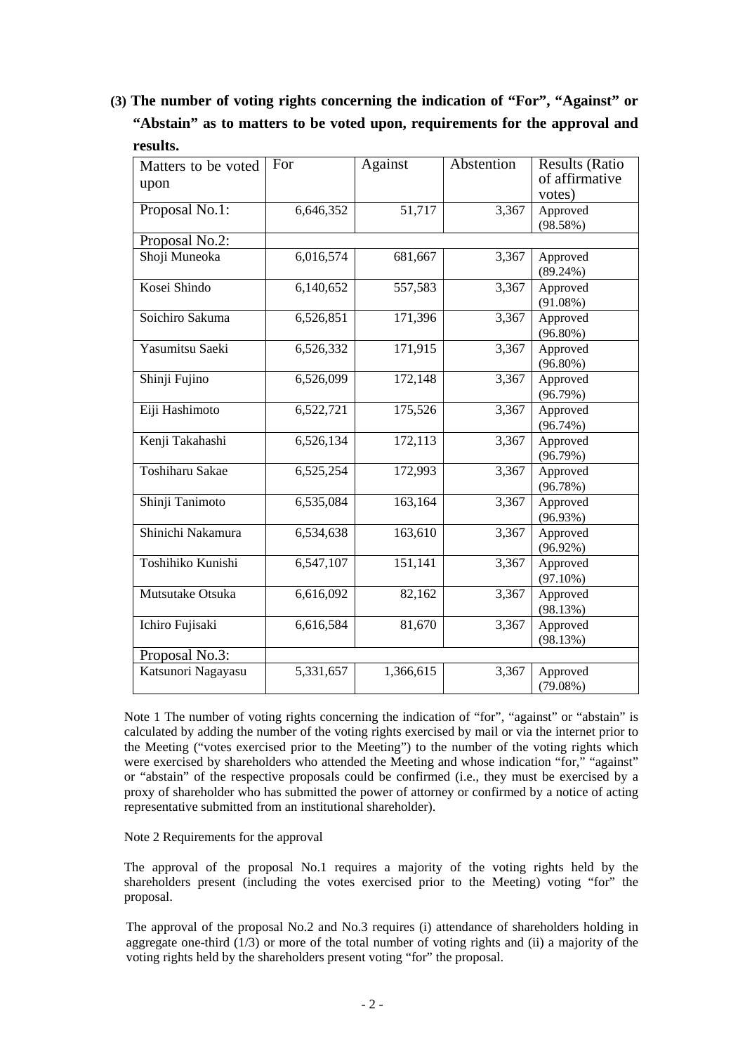**(3) The number of voting rights concerning the indication of "For", "Against" or "Abstain" as to matters to be voted upon, requirements for the approval and results.**

| Matters to be voted upon | For | Against | Abstention | Results (Ratio of affirmative votes) |
|---|---|---|---|---|
| Proposal No.1: | 6,646,352 | 51,717 | 3,367 | Approved (98.58%) |
| Proposal No.2: | | | | |
| Shoji Muneoka | 6,016,574 | 681,667 | 3,367 | Approved (89.24%) |
| Kosei Shindo | 6,140,652 | 557,583 | 3,367 | Approved (91.08%) |
| Soichiro Sakuma | 6,526,851 | 171,396 | 3,367 | Approved (96.80%) |
| Yasumitsu Saeki | 6,526,332 | 171,915 | 3,367 | Approved (96.80%) |
| Shinji Fujino | 6,526,099 | 172,148 | 3,367 | Approved (96.79%) |
| Eiji Hashimoto | 6,522,721 | 175,526 | 3,367 | Approved (96.74%) |
| Kenji Takahashi | 6,526,134 | 172,113 | 3,367 | Approved (96.79%) |
| Toshiharu Sakae | 6,525,254 | 172,993 | 3,367 | Approved (96.78%) |
| Shinji Tanimoto | 6,535,084 | 163,164 | 3,367 | Approved (96.93%) |
| Shinichi Nakamura | 6,534,638 | 163,610 | 3,367 | Approved (96.92%) |
| Toshihiko Kunishi | 6,547,107 | 151,141 | 3,367 | Approved (97.10%) |
| Mutsutake Otsuka | 6,616,092 | 82,162 | 3,367 | Approved (98.13%) |
| Ichiro Fujisaki | 6,616,584 | 81,670 | 3,367 | Approved (98.13%) |
| Proposal No.3: | | | | |
| Katsunori Nagayasu | 5,331,657 | 1,366,615 | 3,367 | Approved (79.08%) |

Note 1 The number of voting rights concerning the indication of "for", "against" or "abstain" is calculated by adding the number of the voting rights exercised by mail or via the internet prior to the Meeting ("votes exercised prior to the Meeting") to the number of the voting rights which were exercised by shareholders who attended the Meeting and whose indication "for," "against" or "abstain" of the respective proposals could be confirmed (i.e., they must be exercised by a proxy of shareholder who has submitted the power of attorney or confirmed by a notice of acting representative submitted from an institutional shareholder).

Note 2 Requirements for the approval

The approval of the proposal No.1 requires a majority of the voting rights held by the shareholders present (including the votes exercised prior to the Meeting) voting "for" the proposal.

The approval of the proposal No.2 and No.3 requires (i) attendance of shareholders holding in aggregate one-third (1/3) or more of the total number of voting rights and (ii) a majority of the voting rights held by the shareholders present voting "for" the proposal.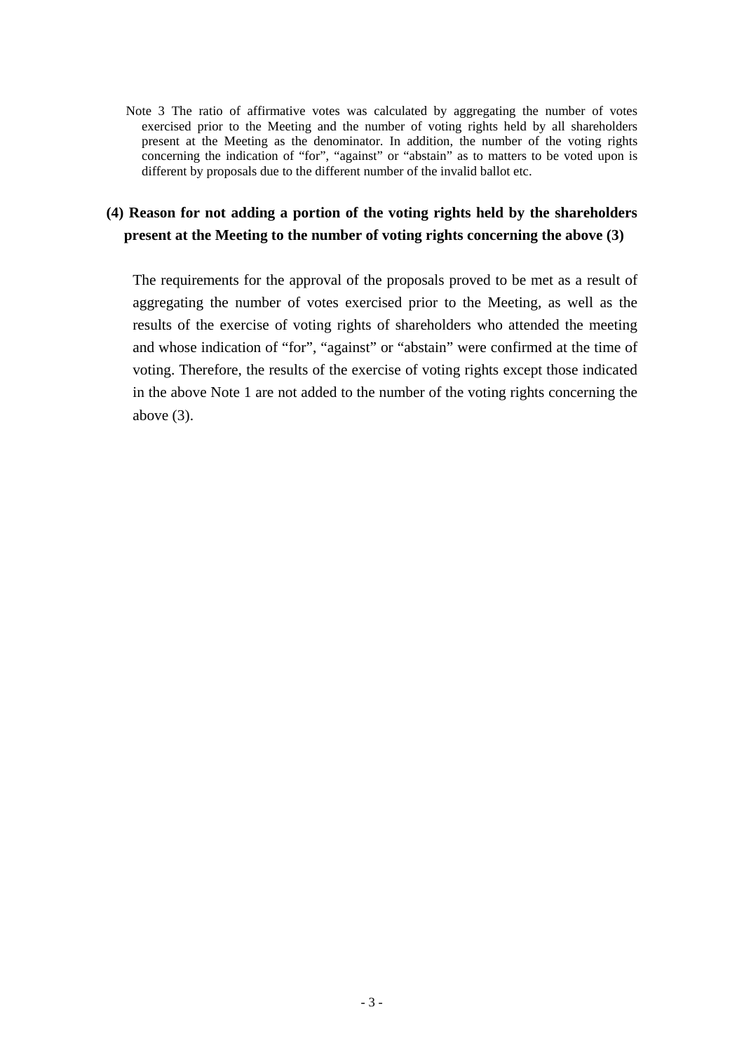Note 3 The ratio of affirmative votes was calculated by aggregating the number of votes exercised prior to the Meeting and the number of voting rights held by all shareholders present at the Meeting as the denominator. In addition, the number of the voting rights concerning the indication of "for", "against" or "abstain" as to matters to be voted upon is different by proposals due to the different number of the invalid ballot etc.

### (4) Reason for not adding a portion of the voting rights held by the shareholders present at the Meeting to the number of voting rights concerning the above (3)

The requirements for the approval of the proposals proved to be met as a result of aggregating the number of votes exercised prior to the Meeting, as well as the results of the exercise of voting rights of shareholders who attended the meeting and whose indication of "for", "against" or "abstain" were confirmed at the time of voting. Therefore, the results of the exercise of voting rights except those indicated in the above Note 1 are not added to the number of the voting rights concerning the above (3).